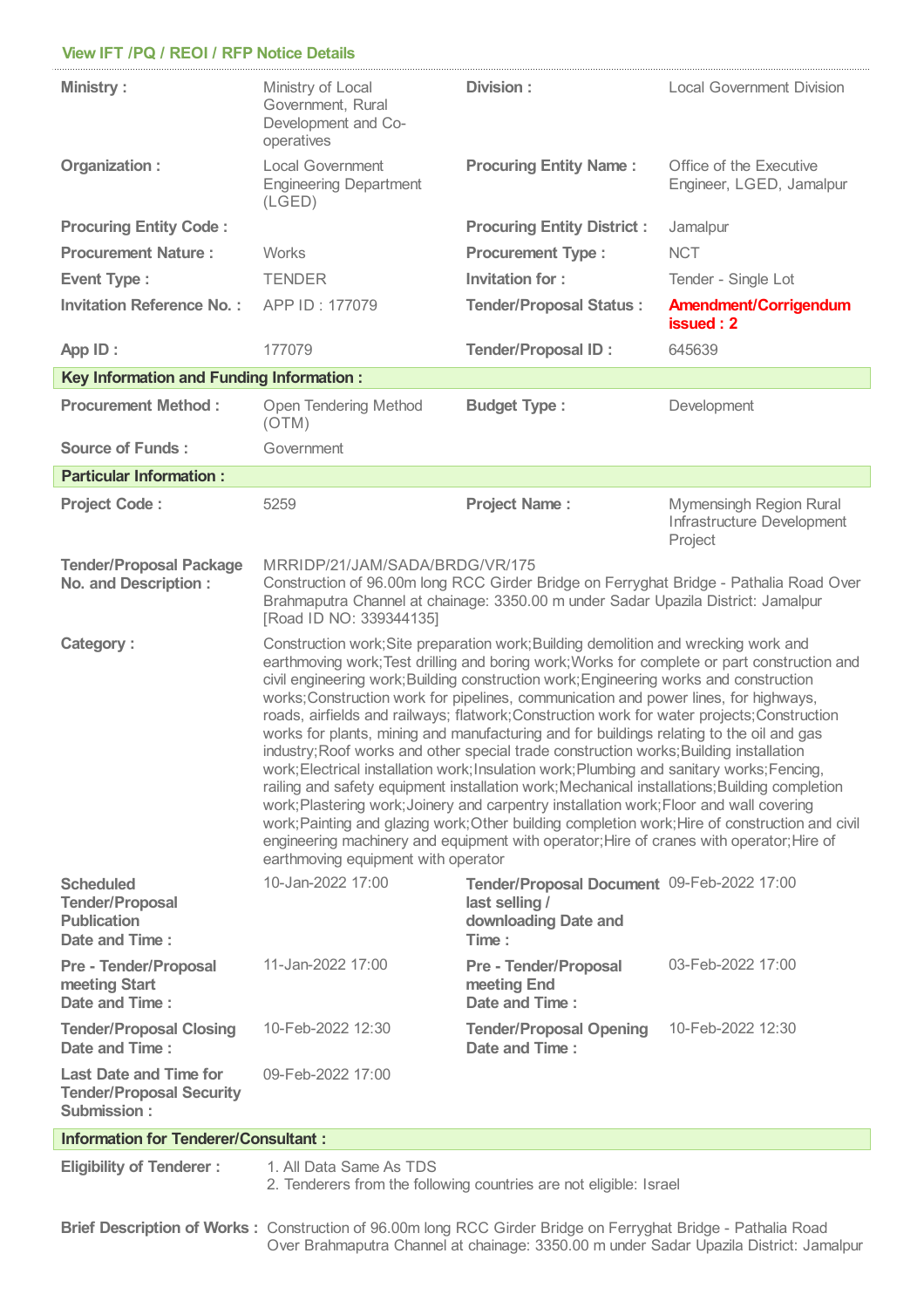## View IFT /PQ / REOI / RFP Notice Details

| | | | |
|---|---|---|---|
| **Ministry :** | Ministry of Local Government, Rural Development and Co-operatives | **Division :** | Local Government Division |
| **Organization :** | Local Government Engineering Department (LGED) | **Procuring Entity Name :** | Office of the Executive Engineer, LGED, Jamalpur |
| **Procuring Entity Code :** | | **Procuring Entity District :** | Jamalpur |
| **Procurement Nature :** | Works | **Procurement Type :** | NCT |
| **Event Type :** | TENDER | **Invitation for :** | Tender - Single Lot |
| **Invitation Reference No. :** | APP ID : 177079 | **Tender/Proposal Status :** | **Amendment/Corrigendum issued : 2** |
| **App ID :** | 177079 | **Tender/Proposal ID :** | 645639 |

### Key Information and Funding Information :

| | | | |
|---|---|---|---|
| **Procurement Method :** | Open Tendering Method (OTM) | **Budget Type :** | Development |
| **Source of Funds :** | Government | | |

### Particular Information :

| | | | |
|---|---|---|---|
| **Project Code :** | 5259 | **Project Name :** | Mymensingh Region Rural Infrastructure Development Project |
| **Tender/Proposal Package No. and Description :** | MRRIDP/21/JAM/SADA/BRDG/VR/175<br>Construction of 96.00m long RCC Girder Bridge on Ferryghat Bridge - Pathalia Road Over Brahmaputra Channel at chainage: 3350.00 m under Sadar Upazila District: Jamalpur [Road ID NO: 339344135] | | |
| **Category :** | Construction work;Site preparation work;Building demolition and wrecking work and earthmoving work;Test drilling and boring work;Works for complete or part construction and civil engineering work;Building construction work;Engineering works and construction works;Construction work for pipelines, communication and power lines, for highways, roads, airfields and railways; flatwork;Construction work for water projects;Construction works for plants, mining and manufacturing and for buildings relating to the oil and gas industry;Roof works and other special trade construction works;Building installation work;Electrical installation work;Insulation work;Plumbing and sanitary works;Fencing, railing and safety equipment installation work;Mechanical installations;Building completion work;Plastering work;Joinery and carpentry installation work;Floor and wall covering work;Painting and glazing work;Other building completion work;Hire of construction and civil engineering machinery and equipment with operator;Hire of cranes with operator;Hire of earthmoving equipment with operator | | |
| **Scheduled Tender/Proposal Publication Date and Time :** | 10-Jan-2022 17:00 | **Tender/Proposal Document last selling / downloading Date and Time :** | 09-Feb-2022 17:00 |
| **Pre - Tender/Proposal meeting Start Date and Time :** | 11-Jan-2022 17:00 | **Pre - Tender/Proposal meeting End Date and Time :** | 03-Feb-2022 17:00 |
| **Tender/Proposal Closing Date and Time :** | 10-Feb-2022 12:30 | **Tender/Proposal Opening Date and Time :** | 10-Feb-2022 12:30 |
| **Last Date and Time for Tender/Proposal Security Submission :** | 09-Feb-2022 17:00 | | |

### Information for Tenderer/Consultant :

| | |
|---|---|
| **Eligibility of Tenderer :** | 1. All Data Same As TDS<br>2. Tenderers from the following countries are not eligible: Israel |
| **Brief Description of Works :** | Construction of 96.00m long RCC Girder Bridge on Ferryghat Bridge - Pathalia Road Over Brahmaputra Channel at chainage: 3350.00 m under Sadar Upazila District: Jamalpur |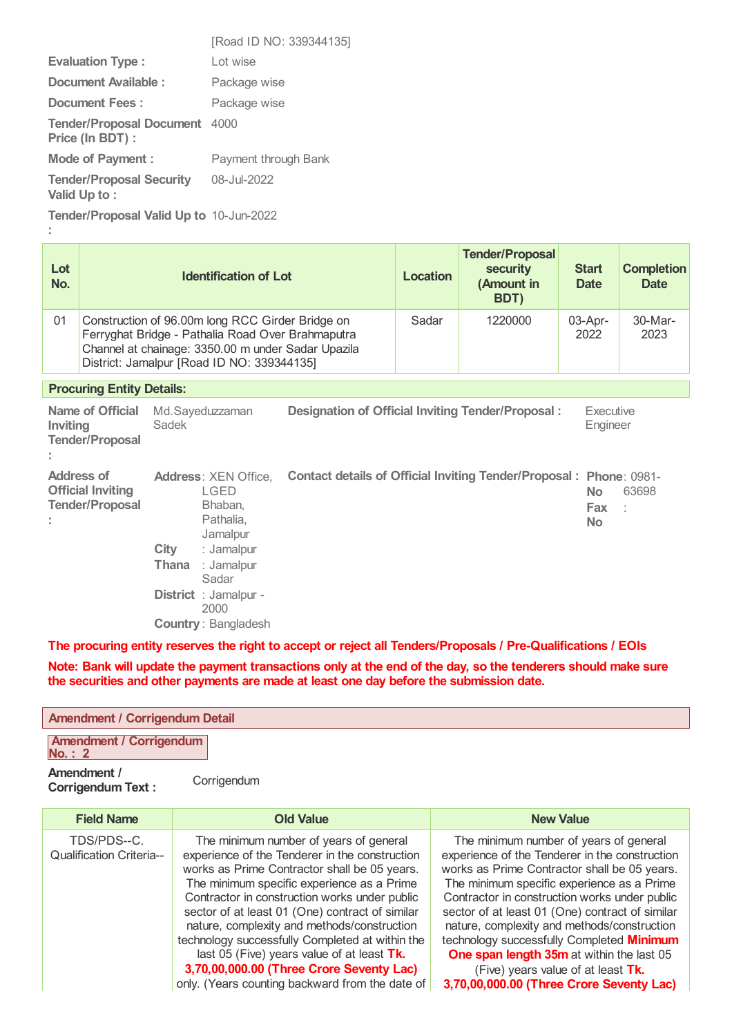[Road ID NO: 339344135]

**Evaluation Type :** Lot wise

**Document Available :** Package wise

**Document Fees :** Package wise

**Tender/Proposal Document Price (In BDT) :** 4000

**Mode of Payment :** Payment through Bank

**Tender/Proposal Security Valid Up to :** 08-Jul-2022

**Tender/Proposal Valid Up to :** 10-Jun-2022

| Lot No. | Identification of Lot | Location | Tender/Proposal security (Amount in BDT) | Start Date | Completion Date |
|---|---|---|---|---|---|
| 01 | Construction of 96.00m long RCC Girder Bridge on Ferryghat Bridge - Pathalia Road Over Brahmaputra Channel at chainage: 3350.00 m under Sadar Upazila District: Jamalpur [Road ID NO: 339344135] | Sadar | 1220000 | 03-Apr-2022 | 30-Mar-2023 |

**Procuring Entity Details:**

**Name of Official Inviting Tender/Proposal :** Md.Sayeduzzaman Sadek

**Designation of Official Inviting Tender/Proposal :** Executive Engineer

**Address of Official Inviting Tender/Proposal :**

**Address**: XEN Office, LGED Bhaban, Pathalia, Jamalpur
**City** : Jamalpur
**Thana** : Jamalpur Sadar
**District** : Jamalpur - 2000
**Country** : Bangladesh

**Contact details of Official Inviting Tender/Proposal :**

**Phone No**: 0981-63698
**Fax No** :

**The procuring entity reserves the right to accept or reject all Tenders/Proposals / Pre-Qualifications / EOIs**

**Note: Bank will update the payment transactions only at the end of the day, so the tenderers should make sure the securities and other payments are made at least one day before the submission date.**

**Amendment / Corrigendum Detail**

**Amendment / Corrigendum No. : 2**

**Amendment / Corrigendum Text :** Corrigendum

| Field Name | Old Value | New Value |
|---|---|---|
| TDS/PDS--C. Qualification Criteria-- | The minimum number of years of general experience of the Tenderer in the construction works as Prime Contractor shall be 05 years. The minimum specific experience as a Prime Contractor in construction works under public sector of at least 01 (One) contract of similar nature, complexity and methods/construction technology successfully Completed at within the last 05 (Five) years value of at least **Tk. 3,70,00,000.00 (Three Crore Seventy Lac)** only. (Years counting backward from the date of | The minimum number of years of general experience of the Tenderer in the construction works as Prime Contractor shall be 05 years. The minimum specific experience as a Prime Contractor in construction works under public sector of at least 01 (One) contract of similar nature, complexity and methods/construction technology successfully Completed **Minimum One span length 35m** at within the last 05 (Five) years value of at least **Tk. 3,70,00,000.00 (Three Crore Seventy Lac)** |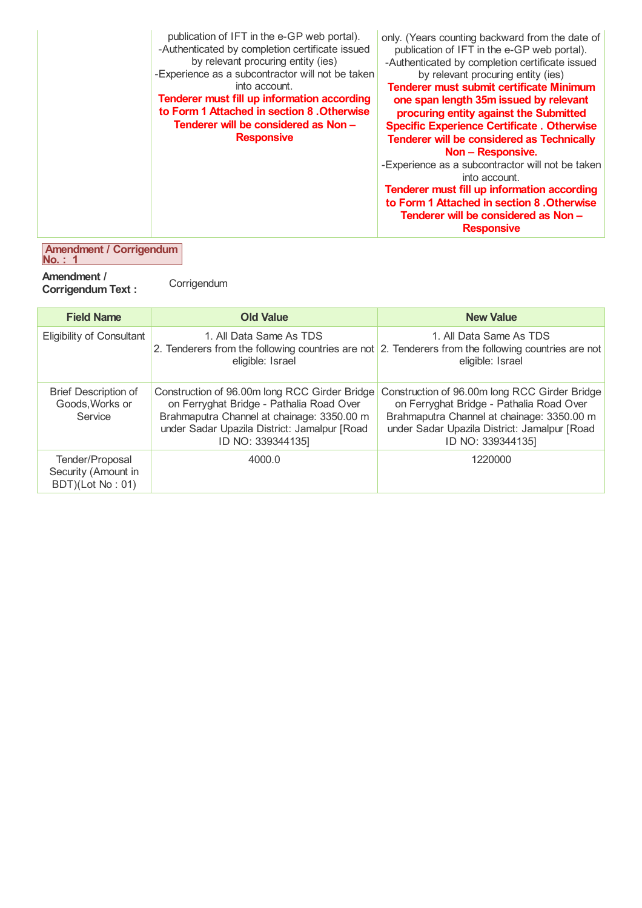| | | |
|---|---|---|
| | publication of IFT in the e-GP web portal).<br>-Authenticated by completion certificate issued by relevant procuring entity (ies)<br>-Experience as a subcontractor will not be taken into account.<br>**Tenderer must fill up information according to Form 1 Attached in section 8 .Otherwise Tenderer will be considered as Non – Responsive** | only. (Years counting backward from the date of publication of IFT in the e-GP web portal).<br>-Authenticated by completion certificate issued by relevant procuring entity (ies)<br>**Tenderer must submit certificate Minimum one span length 35m issued by relevant procuring entity against the Submitted Specific Experience Certificate . Otherwise Tenderer will be considered as Technically Non – Responsive.**<br>-Experience as a subcontractor will not be taken into account.<br>**Tenderer must fill up information according to Form 1 Attached in section 8 .Otherwise Tenderer will be considered as Non – Responsive** |

**Amendment / Corrigendum No. : 1**

**Amendment / Corrigendum Text :** Corrigendum

| Field Name | Old Value | New Value |
|---|---|---|
| Eligibility of Consultant | 1. All Data Same As TDS<br>2. Tenderers from the following countries are not eligible: Israel | 1. All Data Same As TDS<br>2. Tenderers from the following countries are not eligible: Israel |
| Brief Description of Goods,Works or Service | Construction of 96.00m long RCC Girder Bridge on Ferryghat Bridge - Pathalia Road Over Brahmaputra Channel at chainage: 3350.00 m under Sadar Upazila District: Jamalpur [Road ID NO: 339344135] | Construction of 96.00m long RCC Girder Bridge on Ferryghat Bridge - Pathalia Road Over Brahmaputra Channel at chainage: 3350.00 m under Sadar Upazila District: Jamalpur [Road ID NO: 339344135] |
| Tender/Proposal Security (Amount in BDT)(Lot No : 01) | 4000.0 | 1220000 |